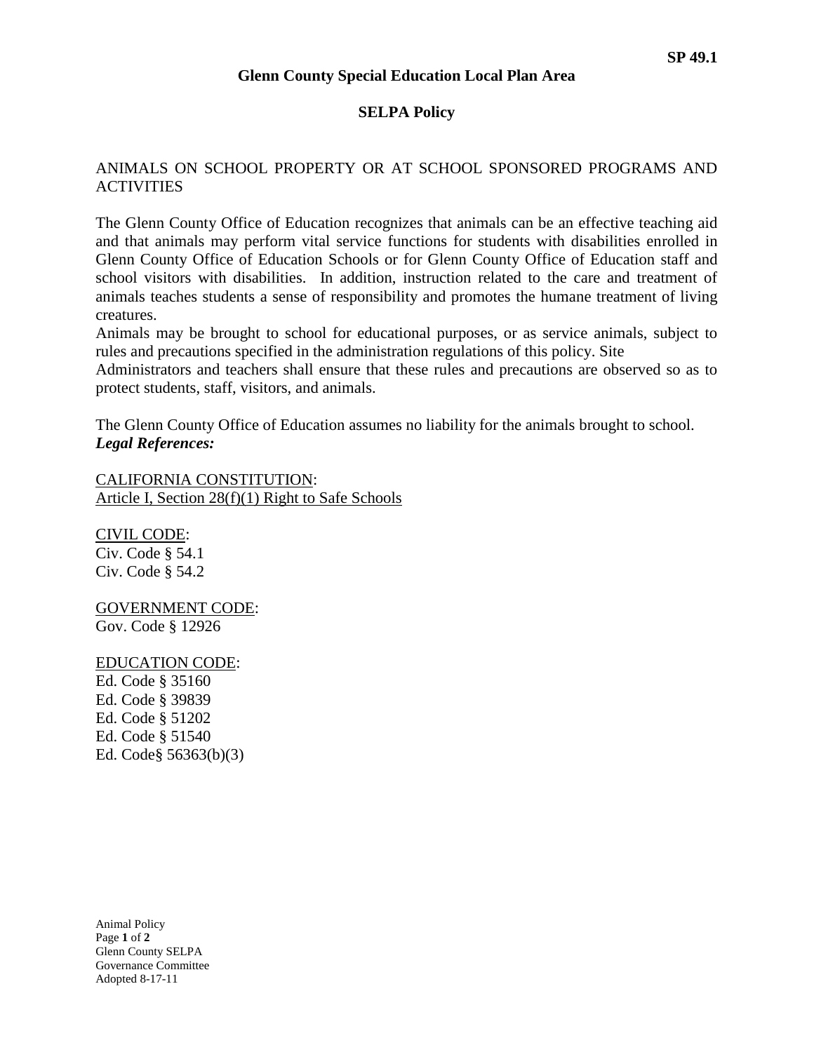**SP 49.1**

## Glenn County Special Education Local Plan Area

## SELPA Policy

ANIMALS ON SCHOOL PROPERTY OR AT SCHOOL SPONSORED PROGRAMS AND ACTIVITIES

The Glenn County Office of Education recognizes that animals can be an effective teaching aid and that animals may perform vital service functions for students with disabilities enrolled in Glenn County Office of Education Schools or for Glenn County Office of Education staff and school visitors with disabilities. In addition, instruction related to the care and treatment of animals teaches students a sense of responsibility and promotes the humane treatment of living creatures.

Animals may be brought to school for educational purposes, or as service animals, subject to rules and precautions specified in the administration regulations of this policy. Site Administrators and teachers shall ensure that these rules and precautions are observed so as to protect students, staff, visitors, and animals.

The Glenn County Office of Education assumes no liability for the animals brought to school.

***Legal References:***

CALIFORNIA CONSTITUTION:
Article I, Section 28(f)(1) Right to Safe Schools

CIVIL CODE:
Civ. Code § 54.1
Civ. Code § 54.2

GOVERNMENT CODE:
Gov. Code § 12926

EDUCATION CODE:
Ed. Code § 35160
Ed. Code § 39839
Ed. Code § 51202
Ed. Code § 51540
Ed. Code§ 56363(b)(3)

Animal Policy
Glenn County SELPA
Governance Committee
Adopted 8-17-11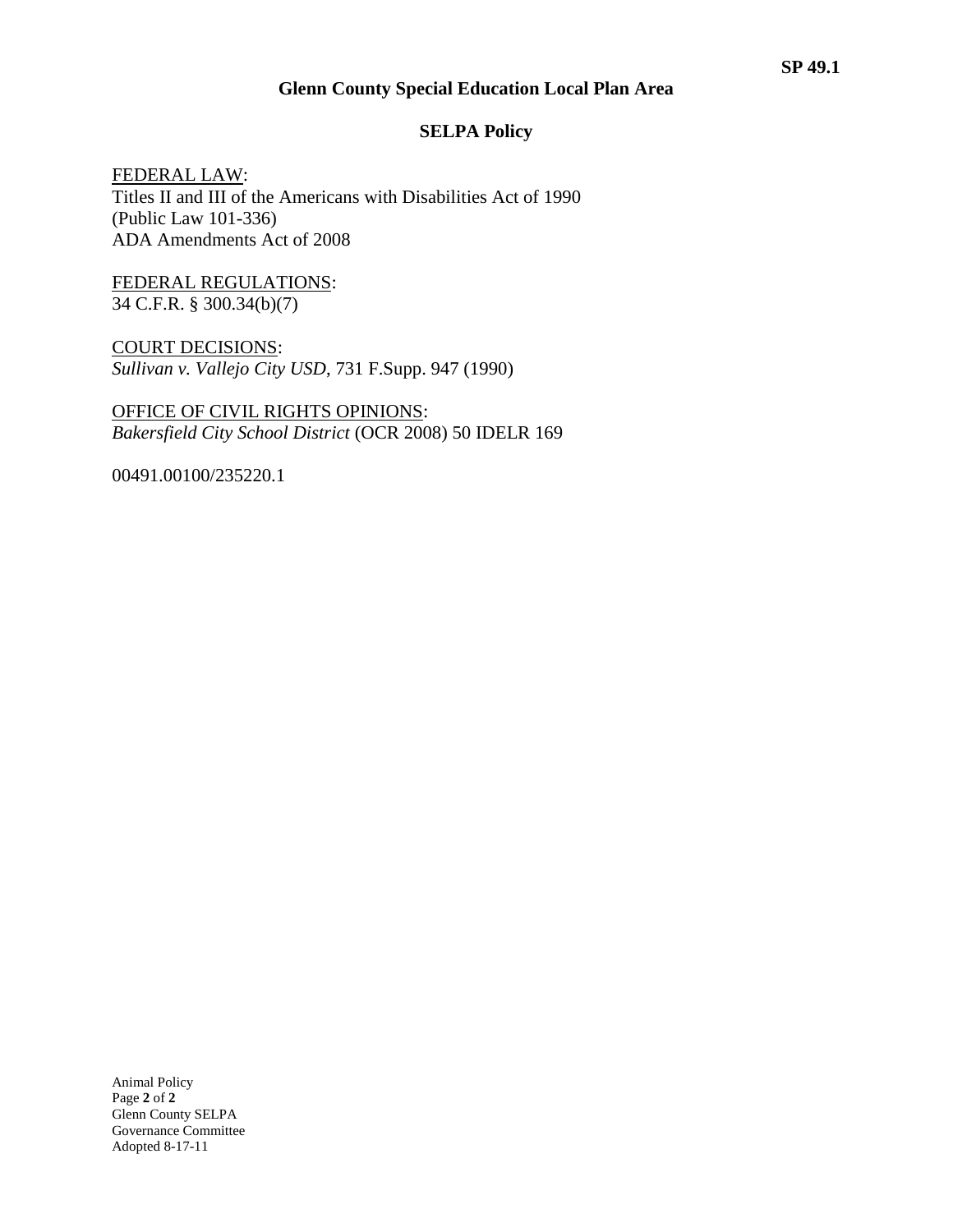FEDERAL LAW:
Titles II and III of the Americans with Disabilities Act of 1990
(Public Law 101-336)
ADA Amendments Act of 2008

FEDERAL REGULATIONS:
34 C.F.R. § 300.34(b)(7)

COURT DECISIONS:
*Sullivan v. Vallejo City USD*, 731 F.Supp. 947 (1990)

OFFICE OF CIVIL RIGHTS OPINIONS:
*Bakersfield City School District* (OCR 2008) 50 IDELR 169

00491.00100/235220.1